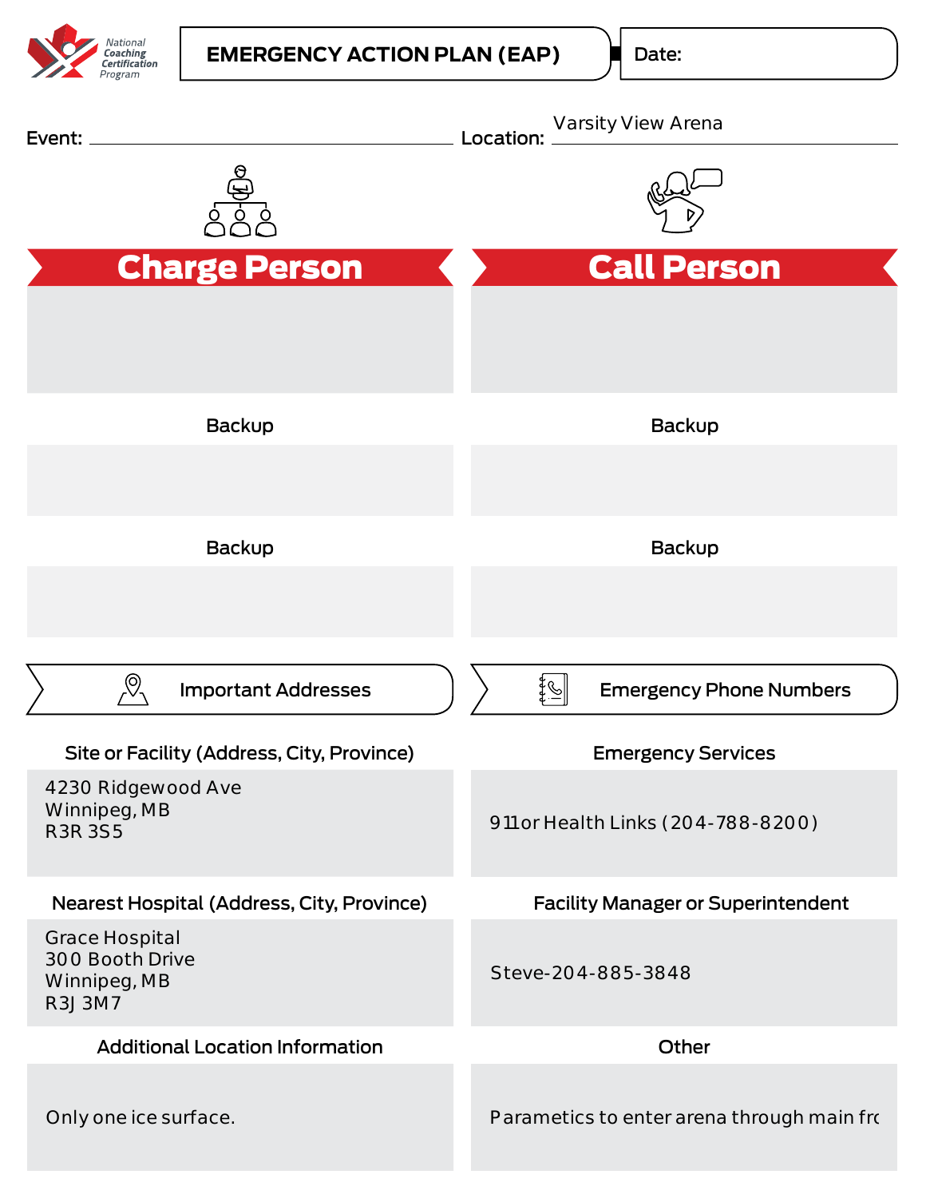National Coaching Certification Program

# EMERGENCY ACTION PLAN (EAP)

Date:

Event: 

Location: Varsity View Arena

## Charge Person

Backup

Backup

## Call Person

Backup

Backup

## Important Addresses

**Site or Facility (Address, City, Province)**

4230 Ridgewood Ave
Winnipeg, MB
R3R 3S5

**Nearest Hospital (Address, City, Province)**

Grace Hospital
300 Booth Drive
Winnipeg, MB
R3J 3M7

**Additional Location Information**

Only one ice surface.

## Emergency Phone Numbers

**Emergency Services**

911 or Health Links (204-788-8200)

**Facility Manager or Superintendent**

Steve-204-885-3848

**Other**

Parametics to enter arena through main fro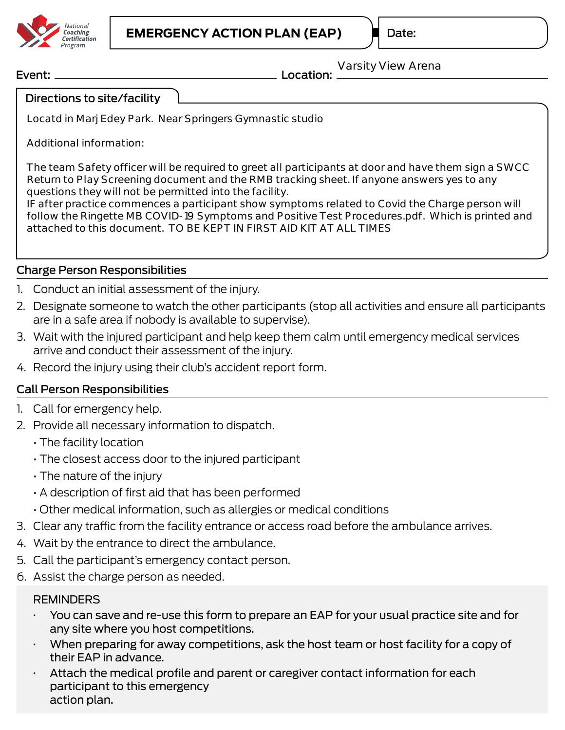National Coaching Certification Program

# EMERGENCY ACTION PLAN (EAP)

**Date:**

**Event:** ______________________ **Location:** Varsity View Arena

## Directions to site/facility

Locatd in Marj Edey Park. Near Springers Gymnastic studio

Additional information:

The team Safety officer will be required to greet all participants at door and have them sign a SWCC Return to Play Screening document and the RMB tracking sheet. If anyone answers yes to any questions they will not be permitted into the facility.
IF after practice commences a participant show symptoms related to Covid the Charge person will follow the Ringette MB COVID-19 Symptoms and Positive Test Procedures.pdf. Which is printed and attached to this document. TO BE KEPT IN FIRST AID KIT AT ALL TIMES

## Charge Person Responsibilities

1. Conduct an initial assessment of the injury.
2. Designate someone to watch the other participants (stop all activities and ensure all participants are in a safe area if nobody is available to supervise).
3. Wait with the injured participant and help keep them calm until emergency medical services arrive and conduct their assessment of the injury.
4. Record the injury using their club's accident report form.

## Call Person Responsibilities

1. Call for emergency help.
2. Provide all necessary information to dispatch.
   - The facility location
   - The closest access door to the injured participant
   - The nature of the injury
   - A description of first aid that has been performed
   - Other medical information, such as allergies or medical conditions
3. Clear any traffic from the facility entrance or access road before the ambulance arrives.
4. Wait by the entrance to direct the ambulance.
5. Call the participant's emergency contact person.
6. Assist the charge person as needed.

### REMINDERS

- You can save and re-use this form to prepare an EAP for your usual practice site and for any site where you host competitions.
- When preparing for away competitions, ask the host team or host facility for a copy of their EAP in advance.
- Attach the medical profile and parent or caregiver contact information for each participant to this emergency action plan.